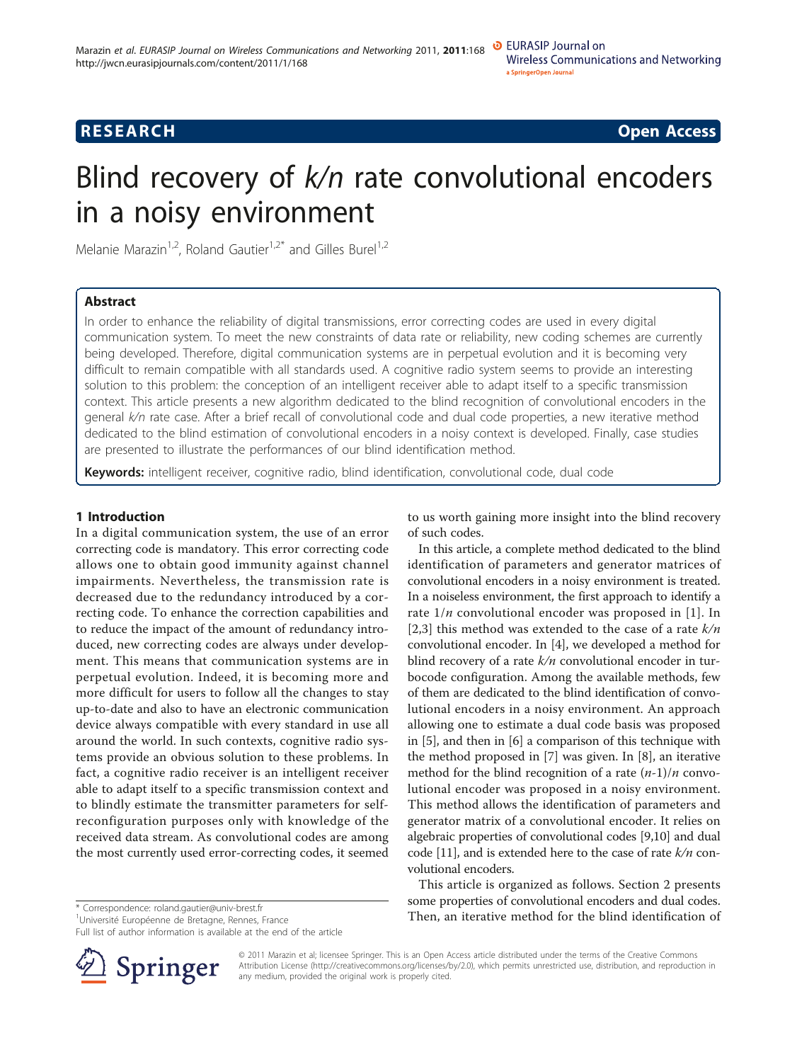**RESEARCH** **Open Access**

# Blind recovery of *k/n* rate convolutional encoders in a noisy environment

Melanie Marazin[1,2], Roland Gautier[1,2*] and Gilles Burel[1,2]

## Abstract

In order to enhance the reliability of digital transmissions, error correcting codes are used in every digital communication system. To meet the new constraints of data rate or reliability, new coding schemes are currently being developed. Therefore, digital communication systems are in perpetual evolution and it is becoming very difficult to remain compatible with all standards used. A cognitive radio system seems to provide an interesting solution to this problem: the conception of an intelligent receiver able to adapt itself to a specific transmission context. This article presents a new algorithm dedicated to the blind recognition of convolutional encoders in the general *k/n* rate case. After a brief recall of convolutional code and dual code properties, a new iterative method dedicated to the blind estimation of convolutional encoders in a noisy context is developed. Finally, case studies are presented to illustrate the performances of our blind identification method.

**Keywords:** intelligent receiver, cognitive radio, blind identification, convolutional code, dual code

## 1 Introduction

In a digital communication system, the use of an error correcting code is mandatory. This error correcting code allows one to obtain good immunity against channel impairments. Nevertheless, the transmission rate is decreased due to the redundancy introduced by a correcting code. To enhance the correction capabilities and to reduce the impact of the amount of redundancy introduced, new correcting codes are always under development. This means that communication systems are in perpetual evolution. Indeed, it is becoming more and more difficult for users to follow all the changes to stay up-to-date and also to have an electronic communication device always compatible with every standard in use all around the world. In such contexts, cognitive radio systems provide an obvious solution to these problems. In fact, a cognitive radio receiver is an intelligent receiver able to adapt itself to a specific transmission context and to blindly estimate the transmitter parameters for self-reconfiguration purposes only with knowledge of the received data stream. As convolutional codes are among the most currently used error-correcting codes, it seemed to us worth gaining more insight into the blind recovery of such codes.

In this article, a complete method dedicated to the blind identification of parameters and generator matrices of convolutional encoders in a noisy environment is treated. In a noiseless environment, the first approach to identify a rate $1/n$ convolutional encoder was proposed in [1]. In [2,3] this method was extended to the case of a rate $k/n$ convolutional encoder. In [4], we developed a method for blind recovery of a rate $k/n$ convolutional encoder in turbocode configuration. Among the available methods, few of them are dedicated to the blind identification of convolutional encoders in a noisy environment. An approach allowing one to estimate a dual code basis was proposed in [5], and then in [6] a comparison of this technique with the method proposed in [7] was given. In [8], an iterative method for the blind recognition of a rate $(n-1)/n$ convolutional encoder was proposed in a noisy environment. This method allows the identification of parameters and generator matrix of a convolutional encoder. It relies on algebraic properties of convolutional codes [9,10] and dual code [11], and is extended here to the case of rate $k/n$ convolutional encoders.

This article is organized as follows. Section 2 presents some properties of convolutional encoders and dual codes. Then, an iterative method for the blind identification of

\* Correspondence: roland.gautier@univ-brest.fr
[1]Université Européenne de Bretagne, Rennes, France
Full list of author information is available at the end of the article

© 2011 Marazin et al; licensee Springer. This is an Open Access article distributed under the terms of the Creative Commons Attribution License (http://creativecommons.org/licenses/by/2.0), which permits unrestricted use, distribution, and reproduction in any medium, provided the original work is properly cited.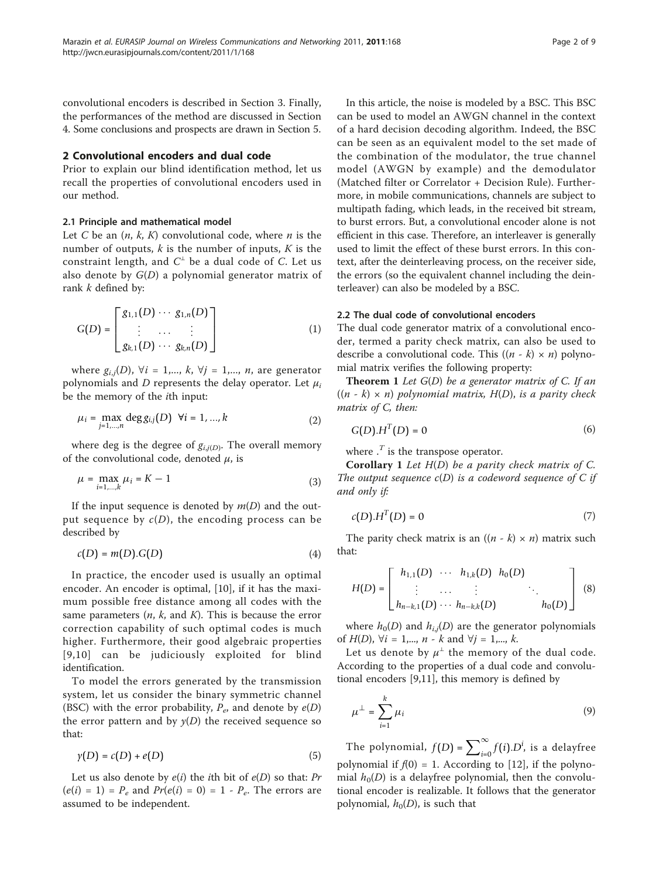convolutional encoders is described in Section 3. Finally, the performances of the method are discussed in Section 4. Some conclusions and prospects are drawn in Section 5.

## 2 Convolutional encoders and dual code

Prior to explain our blind identification method, let us recall the properties of convolutional encoders used in our method.

### 2.1 Principle and mathematical model

Let $C$ be an $(n, k, K)$ convolutional code, where $n$ is the number of outputs, $k$ is the number of inputs, $K$ is the constraint length, and $C^{\perp}$ be a dual code of $C$. Let us also denote by $G(D)$ a polynomial generator matrix of rank $k$ defined by:

$$G(D) = \begin{bmatrix} g_{1,1}(D) & \cdots & g_{1,n}(D) \\ \vdots & \cdots & \vdots \\ g_{k,1}(D) & \cdots & g_{k,n}(D) \end{bmatrix} \quad (1)$$

where $g_{i,j}(D)$, $\forall i = 1,..., k$, $\forall j = 1,..., n$, are generator polynomials and $D$ represents the delay operator. Let $\mu_i$ be the memory of the $i$th input:

$$\mu_i = \max_{j=1,...,n} \deg g_{i,j}(D) \quad \forall i = 1, ..., k \quad (2)$$

where deg is the degree of $g_{i,j(D)}$. The overall memory of the convolutional code, denoted $\mu$, is

$$\mu = \max_{i=1,...,k} \mu_i = K - 1 \quad (3)$$

If the input sequence is denoted by $m(D)$ and the output sequence by $c(D)$, the encoding process can be described by

$$c(D) = m(D).G(D) \quad (4)$$

In practice, the encoder used is usually an optimal encoder. An encoder is optimal, [10], if it has the maximum possible free distance among all codes with the same parameters $(n, k,$ and $K)$. This is because the error correction capability of such optimal codes is much higher. Furthermore, their good algebraic properties [9,10] can be judiciously exploited for blind identification.

To model the errors generated by the transmission system, let us consider the binary symmetric channel (BSC) with the error probability, $P_e$, and denote by $e(D)$ the error pattern and by $y(D)$ the received sequence so that:

$$y(D) = c(D) + e(D) \quad (5)$$

Let us also denote by $e(i)$ the $i$th bit of $e(D)$ so that: $Pr(e(i) = 1) = P_e$ and $Pr(e(i) = 0) = 1 - P_e$. The errors are assumed to be independent.

In this article, the noise is modeled by a BSC. This BSC can be used to model an AWGN channel in the context of a hard decision decoding algorithm. Indeed, the BSC can be seen as an equivalent model to the set made of the combination of the modulator, the true channel model (AWGN by example) and the demodulator (Matched filter or Correlator + Decision Rule). Furthermore, in mobile communications, channels are subject to multipath fading, which leads, in the received bit stream, to burst errors. But, a convolutional encoder alone is not efficient in this case. Therefore, an interleaver is generally used to limit the effect of these burst errors. In this context, after the deinterleaving process, on the receiver side, the errors (so the equivalent channel including the deinterleaver) can also be modeled by a BSC.

### 2.2 The dual code of convolutional encoders

The dual code generator matrix of a convolutional encoder, termed a parity check matrix, can also be used to describe a convolutional code. This $((n - k) \times n)$ polynomial matrix verifies the following property:

**Theorem 1** *Let $G(D)$ be a generator matrix of $C$. If an $((n - k) \times n)$ polynomial matrix, $H(D)$, is a parity check matrix of $C$, then:*

$$G(D).H^T(D) = 0 \quad (6)$$

where $.^T$ is the transpose operator.

**Corollary 1** *Let $H(D)$ be a parity check matrix of $C$. The output sequence $c(D)$ is a codeword sequence of $C$ if and only if:*

$$c(D).H^T(D) = 0 \quad (7)$$

The parity check matrix is an $((n - k) \times n)$ matrix such that:

$$H(D) = \begin{bmatrix} h_{1,1}(D) & \cdots & h_{1,k}(D) & h_0(D) & & \\ \vdots & \cdots & \vdots & & \ddots & \\ h_{n-k,1}(D) & \cdots & h_{n-k,k}(D) & & & h_0(D) \end{bmatrix} \quad (8)$$

where $h_0(D)$ and $h_{i,j}(D)$ are the generator polynomials of $H(D)$, $\forall i = 1,..., n - k$ and $\forall j = 1,..., k$.

Let us denote by $\mu^{\perp}$ the memory of the dual code. According to the properties of a dual code and convolutional encoders [9,11], this memory is defined by

$$\mu^{\perp} = \sum_{i=1}^{k} \mu_i \quad (9)$$

The polynomial, $f(D) = \sum_{i=0}^{\infty} f(i).D^i$, is a delayfree polynomial if $f(0) = 1$. According to [12], if the polynomial $h_0(D)$ is a delayfree polynomial, then the convolutional encoder is realizable. It follows that the generator polynomial, $h_0(D)$, is such that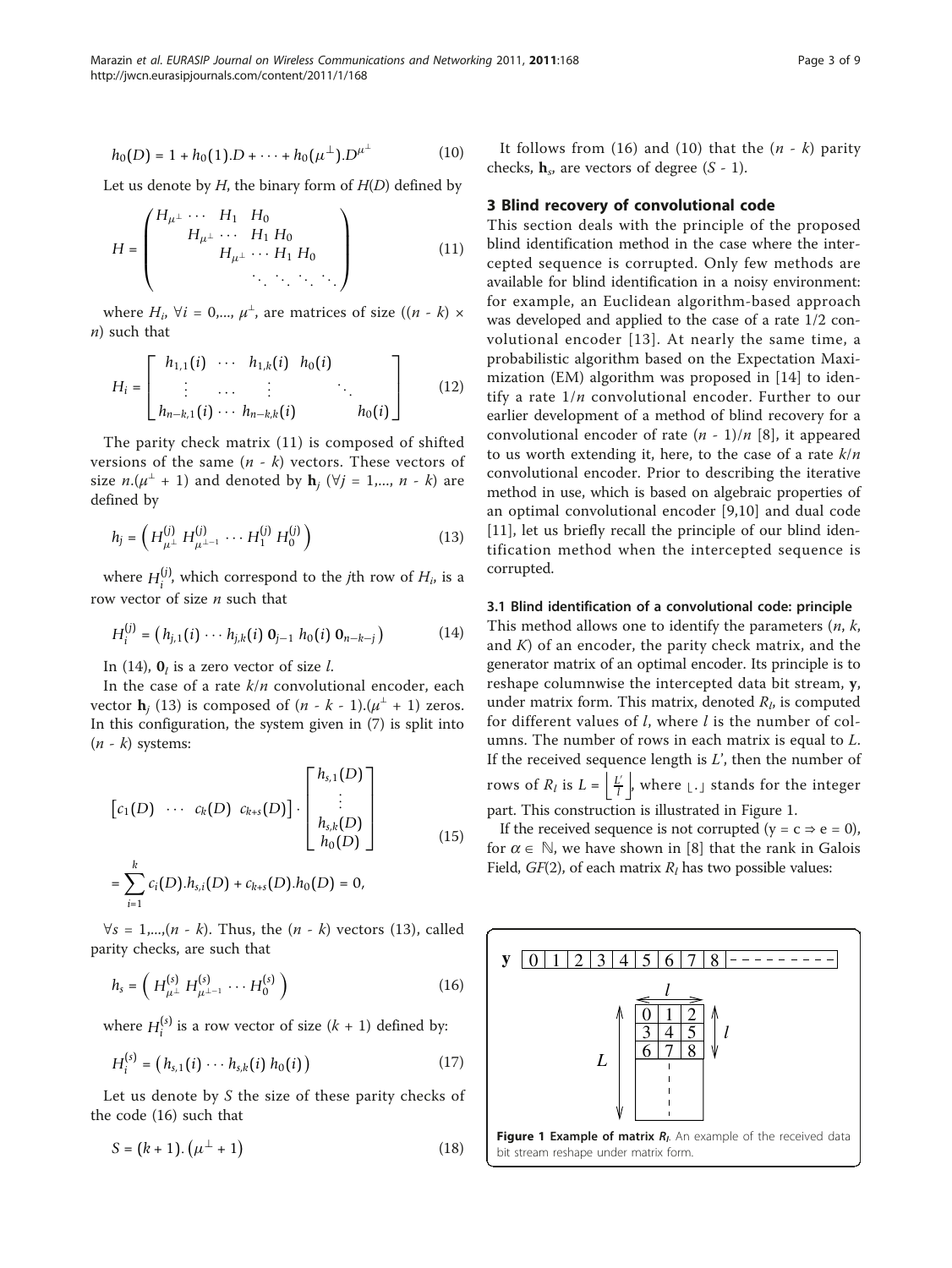$$h_0(D) = 1 + h_0(1).D + \cdots + h_0(\mu^{\perp}).D^{\mu^{\perp}} \tag{10}$$

Let us denote by $H$, the binary form of $H(D)$ defined by

$$H = \begin{pmatrix} H_{\mu^{\perp}} & \cdots & H_1 & H_0 & & & \\ & H_{\mu^{\perp}} & \cdots & H_1 & H_0 & & \\ & & H_{\mu^{\perp}} & \cdots & H_1 & H_0 & \\ & & & \ddots & \ddots & \ddots & \ddots \end{pmatrix} \tag{11}$$

where $H_i$, $\forall i = 0,..., \mu^{\perp}$, are matrices of size $((n - k) \times n)$ such that

$$H_i = \begin{bmatrix} h_{1,1}(i) & \cdots & h_{1,k}(i) & h_0(i) & & \\ \vdots & \cdots & \vdots & & \ddots & \\ h_{n-k,1}(i) & \cdots & h_{n-k,k}(i) & & & h_0(i) \end{bmatrix} \tag{12}$$

The parity check matrix (11) is composed of shifted versions of the same $(n - k)$ vectors. These vectors of size $n.(\mu^{\perp} + 1)$ and denoted by $\mathbf{h}_j$ ($\forall j = 1,..., n - k$) are defined by

$$h_j = \left( H_{\mu^{\perp}}^{(j)} \; H_{\mu^{\perp}-1}^{(j)} \cdots H_1^{(j)} \; H_0^{(j)} \right) \tag{13}$$

where $H_i^{(j)}$, which correspond to the $j$th row of $H_i$, is a row vector of size $n$ such that

$$H_i^{(j)} = \left( h_{j,1}(i) \cdots h_{j,k}(i) \; \mathbf{0}_{j-1} \; h_0(i) \; \mathbf{0}_{n-k-j} \right) \tag{14}$$

In (14), $\mathbf{0}_l$ is a zero vector of size $l$.

In the case of a rate $k/n$ convolutional encoder, each vector $\mathbf{h}_j$ (13) is composed of $(n - k - 1).(\mu^{\perp} + 1)$ zeros. In this configuration, the system given in (7) is split into $(n - k)$ systems:

$$\begin{aligned} \left[ c_1(D) \; \cdots \; c_k(D) \; c_{k+s}(D) \right] \cdot \begin{bmatrix} h_{s,1}(D) \\ \vdots \\ h_{s,k}(D) \\ h_0(D) \end{bmatrix} \\ = \sum_{i=1}^{k} c_i(D).h_{s,i}(D) + c_{k+s}(D).h_0(D) = 0, \end{aligned} \tag{15}$$

$\forall s = 1,...,(n - k)$. Thus, the $(n - k)$ vectors (13), called parity checks, are such that

$$h_s = \left( H_{\mu^{\perp}}^{(s)} \; H_{\mu^{\perp}-1}^{(s)} \cdots H_0^{(s)} \right) \tag{16}$$

where $H_i^{(s)}$ is a row vector of size $(k + 1)$ defined by:

$$H_i^{(s)} = \left( h_{s,1}(i) \cdots h_{s,k}(i) \; h_0(i) \right) \tag{17}$$

Let us denote by $S$ the size of these parity checks of the code (16) such that

$$S = (k + 1).\left(\mu^{\perp} + 1\right) \tag{18}$$

It follows from (16) and (10) that the $(n - k)$ parity checks, $\mathbf{h}_s$, are vectors of degree $(S - 1)$.

## 3 Blind recovery of convolutional code

This section deals with the principle of the proposed blind identification method in the case where the intercepted sequence is corrupted. Only few methods are available for blind identification in a noisy environment: for example, an Euclidean algorithm-based approach was developed and applied to the case of a rate 1/2 convolutional encoder [13]. At nearly the same time, a probabilistic algorithm based on the Expectation Maximization (EM) algorithm was proposed in [14] to identify a rate $1/n$ convolutional encoder. Further to our earlier development of a method of blind recovery for a convolutional encoder of rate $(n - 1)/n$ [8], it appeared to us worth extending it, here, to the case of a rate $k/n$ convolutional encoder. Prior to describing the iterative method in use, which is based on algebraic properties of an optimal convolutional encoder [9,10] and dual code [11], let us briefly recall the principle of our blind identification method when the intercepted sequence is corrupted.

### 3.1 Blind identification of a convolutional code: principle

This method allows one to identify the parameters ($n$, $k$, and $K$) of an encoder, the parity check matrix, and the generator matrix of an optimal encoder. Its principle is to reshape columnwise the intercepted data bit stream, $\mathbf{y}$, under matrix form. This matrix, denoted $R_l$, is computed for different values of $l$, where $l$ is the number of columns. The number of rows in each matrix is equal to $L$. If the received sequence length is $L'$, then the number of rows of $R_l$ is $L = \left\lfloor \frac{L'}{l} \right\rfloor$, where $\lfloor . \rfloor$ stands for the integer part. This construction is illustrated in Figure 1.

If the received sequence is not corrupted ($\mathrm{y} = \mathrm{c} \Rightarrow \mathrm{e} = 0$), for $\alpha \in \mathbb{N}$, we have shown in [8] that the rank in Galois Field, $GF(2)$, of each matrix $R_l$ has two possible values:

**Figure 1 Example of matrix $R_l$.** An example of the received data bit stream reshape under matrix form.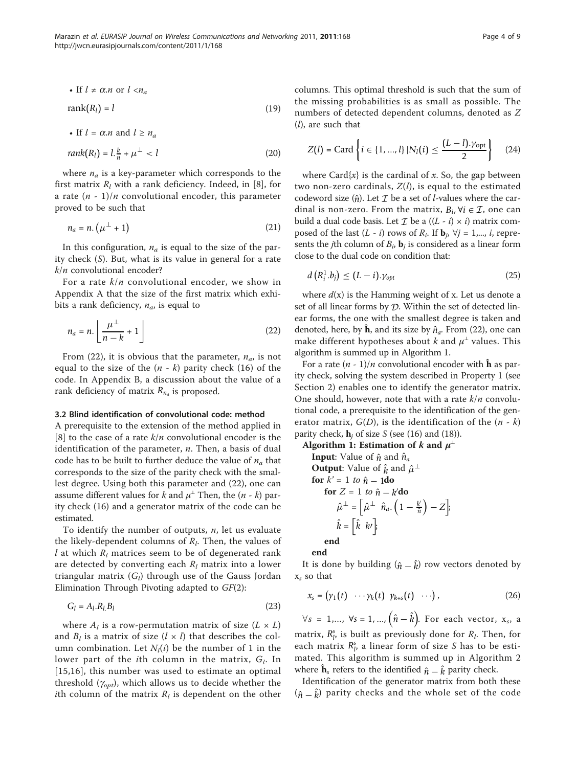- If $l \neq \alpha.n$ or $l < n_a$

$$\text{rank}(R_l) = l \tag{19}$$

- If $l = \alpha.n$ and $l \geq n_a$

$$rank(R_l) = l.\frac{k}{n} + \mu^{\perp} < l \tag{20}$$

where $n_a$ is a key-parameter which corresponds to the first matrix $R_l$ with a rank deficiency. Indeed, in [8], for a rate $(n - 1)/n$ convolutional encoder, this parameter proved to be such that

$$n_a = n.\left(\mu^{\perp} + 1\right) \tag{21}$$

In this configuration, $n_a$ is equal to the size of the parity check ($S$). But, what is its value in general for a rate $k/n$ convolutional encoder?

For a rate $k/n$ convolutional encoder, we show in Appendix A that the size of the first matrix which exhibits a rank deficiency, $n_a$, is equal to

$$n_a = n.\left\lfloor \frac{\mu^{\perp}}{n-k} + 1 \right\rfloor \tag{22}$$

From (22), it is obvious that the parameter, $n_a$, is not equal to the size of the $(n - k)$ parity check (16) of the code. In Appendix B, a discussion about the value of a rank deficiency of matrix $R_{n_a}$ is proposed.

### 3.2 Blind identification of convolutional code: method

A prerequisite to the extension of the method applied in [8] to the case of a rate $k/n$ convolutional encoder is the identification of the parameter, $n$. Then, a basis of dual code has to be built to further deduce the value of $n_a$ that corresponds to the size of the parity check with the smallest degree. Using both this parameter and (22), one can assume different values for $k$ and $\mu^{\perp}$ Then, the $(n - k)$ parity check (16) and a generator matrix of the code can be estimated.

To identify the number of outputs, $n$, let us evaluate the likely-dependent columns of $R_l$. Then, the values of $l$ at which $R_l$ matrices seem to be of degenerated rank are detected by converting each $R_l$ matrix into a lower triangular matrix ($G_l$) through use of the Gauss Jordan Elimination Through Pivoting adapted to $GF(2)$:

$$G_l = A_l.R_l.B_l \tag{23}$$

where $A_l$ is a row-permutation matrix of size $(L \times L)$ and $B_l$ is a matrix of size $(l \times l)$ that describes the column combination. Let $N_l(i)$ be the number of 1 in the lower part of the $i$th column in the matrix, $G_l$. In [15,16], this number was used to estimate an optimal threshold ($\gamma_{opt}$), which allows us to decide whether the $i$th column of the matrix $R_l$ is dependent on the other columns. This optimal threshold is such that the sum of the missing probabilities is as small as possible. The numbers of detected dependent columns, denoted as $Z(l)$, are such that

$$Z(l) = \text{Card}\left\{ i \in \{1, ..., l\} \,|N_l(i) \leq \frac{(L-l).\gamma_{\text{opt}}}{2} \right\} \tag{24}$$

where Card$\{x\}$ is the cardinal of $x$. So, the gap between two non-zero cardinals, $Z(l)$, is equal to the estimated codeword size ($\hat{n}$). Let $\mathcal{I}$ be a set of $l$-values where the cardinal is non-zero. From the matrix, $B_i, \forall i \in \mathcal{I}$, one can build a dual code basis. Let $\mathcal{I}$ be a $((L - i) \times i)$ matrix composed of the last $(L - i)$ rows of $R_i$. If $\mathbf{b}_j, \forall j = 1,..., i$, represents the $j$th column of $B_i$, $\mathbf{b}_j$ is considered as a linear form close to the dual code on condition that:

$$d\left(R_i^1.b_j\right) \leq (L-i).\gamma_{opt} \tag{25}$$

where $d(x)$ is the Hamming weight of x. Let us denote a set of all linear forms by $\mathcal{D}$. Within the set of detected linear forms, the one with the smallest degree is taken and denoted, here, by $\hat{\mathbf{h}}$, and its size by $\hat{n}_a$. From (22), one can make different hypotheses about $k$ and $\mu^{\perp}$ values. This algorithm is summed up in Algorithm 1.

For a rate $(n - 1)/n$ convolutional encoder with $\hat{\mathbf{h}}$ as parity check, solving the system described in Property 1 (see Section 2) enables one to identify the generator matrix. One should, however, note that with a rate $k/n$ convolutional code, a prerequisite to the identification of the generator matrix, $G(D)$, is the identification of the $(n - k)$ parity check, $\mathbf{h}_j$ of size $S$ (see (16) and (18)).

**Algorithm 1: Estimation of $k$ and $\mu^{\perp}$**

```
Input: Value of n̂ and n̂_a
Output: Value of k̂ and μ̂⊥
for k' = 1 to n̂ − 1 do
    for Z = 1 to n̂ − k' do
        μ̂⊥ = [μ̂⊥  n̂_a.(1 − k'/n̂) − Z];
        k̂ = [k̂  k'];
    end
end
```

It is done by building $(\hat{n} - \hat{k})$ row vectors denoted by $x_s$ so that

$$x_s = \left(\gamma_1(t) \quad \cdots \gamma_k(t) \;\; \gamma_{k+s}(t) \quad \cdots\right), \tag{26}$$

$\forall s = 1,..., \forall s = 1, ..., \left(\hat{n} - \hat{k}\right)$. For each vector, $x_s$, a matrix, $R_l^s$, is built as previously done for $R_l$. Then, for each matrix $R_l^s$, a linear form of size $S$ has to be estimated. This algorithm is summed up in Algorithm 2 where $\hat{\mathbf{h}}_s$ refers to the identified $\hat{n} - \hat{k}$ parity check.

Identification of the generator matrix from both these $(\hat{n} - \hat{k})$ parity checks and the whole set of the code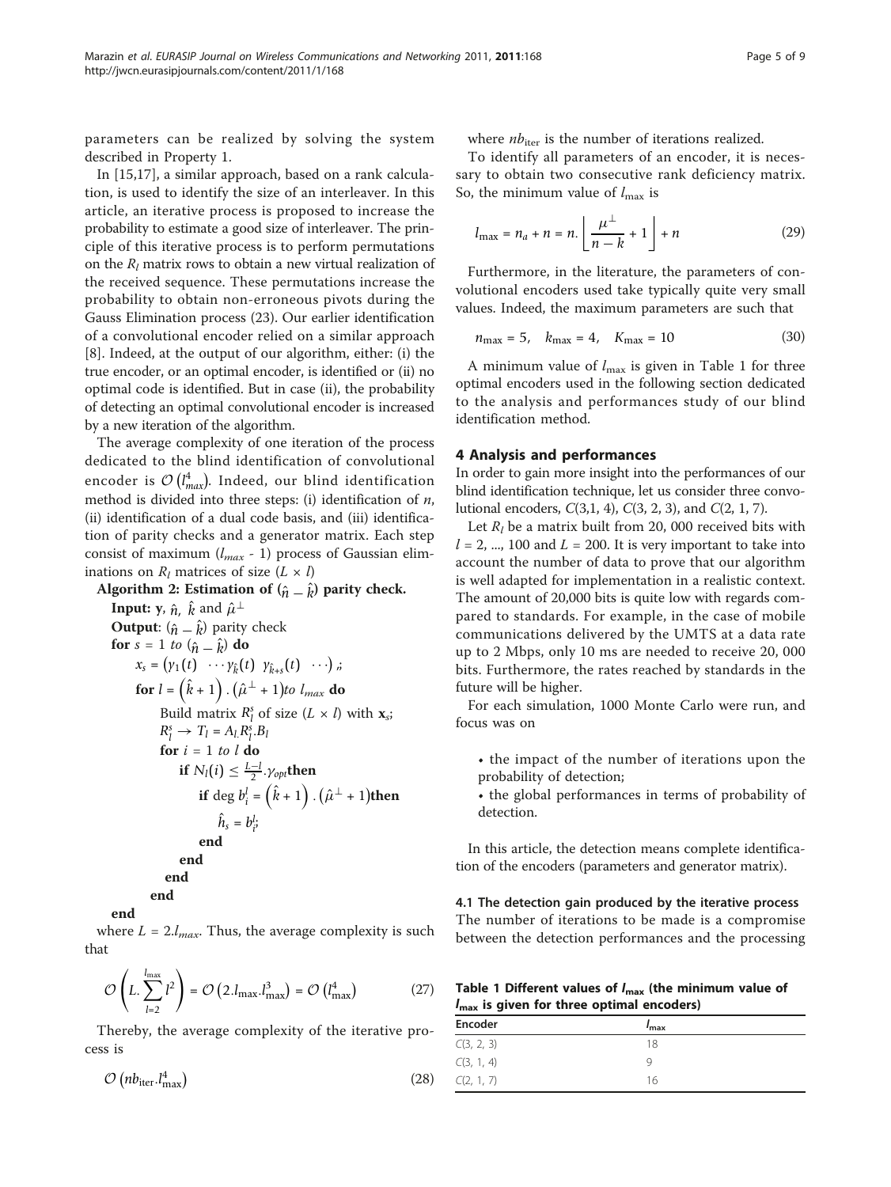parameters can be realized by solving the system described in Property 1.

In [15,17], a similar approach, based on a rank calculation, is used to identify the size of an interleaver. In this article, an iterative process is proposed to increase the probability to estimate a good size of interleaver. The principle of this iterative process is to perform permutations on the $R_l$ matrix rows to obtain a new virtual realization of the received sequence. These permutations increase the probability to obtain non-erroneous pivots during the Gauss Elimination process (23). Our earlier identification of a convolutional encoder relied on a similar approach [8]. Indeed, at the output of our algorithm, either: (i) the true encoder, or an optimal encoder, is identified or (ii) no optimal code is identified. But in case (ii), the probability of detecting an optimal convolutional encoder is increased by a new iteration of the algorithm.

The average complexity of one iteration of the process dedicated to the blind identification of convolutional encoder is $\mathcal{O}\left(l_{max}^4\right)$. Indeed, our blind identification method is divided into three steps: (i) identification of $n$, (ii) identification of a dual code basis, and (iii) identification of parity checks and a generator matrix. Each step consist of maximum ($l_{max}$ - 1) process of Gaussian eliminations on $R_l$ matrices of size ($L \times l$)

**Algorithm 2: Estimation of $(\hat{n} - \hat{k})$ parity check.**

**Input:** $\mathbf{y}$, $\hat{n}$, $\hat{k}$ and $\hat{\mu}^{\perp}$
**Output**: $(\hat{n} - \hat{k})$ parity check
**for** $s = 1$ *to* $(\hat{n} - \hat{k})$ **do**
  $x_s = \left(\gamma_1(t) \ \cdots \gamma_{\hat{k}}(t) \ \ \gamma_{\hat{k}+s}(t) \ \ \cdots\right)$;
  **for** $l = \left(\hat{k}+1\right).\left(\hat{\mu}^{\perp}+1\right)$*to* $l_{max}$ **do**
    Build matrix $R_l^s$ of size $(L \times l)$ with $\mathbf{x}_s$;
    $R_l^s \rightarrow T_l = A_l.R_l^s.B_l$
    **for** $i = 1$ *to* $l$ **do**
      **if** $N_l(i) \leq \frac{L-l}{2}.\gamma_{opt}$**then**
        **if** $\deg b_i^l = \left(\hat{k}+1\right).\left(\hat{\mu}^{\perp}+1\right)$**then**
          $\hat{h}_s = b_i^l$;
        **end**
      **end**
    **end**
  **end**
**end**

where $L = 2.l_{max}$. Thus, the average complexity is such that

$$\mathcal{O}\left(L.\sum_{l=2}^{l_{\max}} l^2\right) = \mathcal{O}\left(2.l_{\max}.l_{\max}^3\right) = \mathcal{O}\left(l_{\max}^4\right) \tag{27}$$

Thereby, the average complexity of the iterative process is

$$\mathcal{O}\left(nb_{\text{iter}}.l_{\max}^4\right) \tag{28}$$

where $nb_{\text{iter}}$ is the number of iterations realized.

To identify all parameters of an encoder, it is necessary to obtain two consecutive rank deficiency matrix. So, the minimum value of $l_{\max}$ is

$$l_{\max} = n_a + n = n.\left\lfloor \frac{\mu^{\perp}}{n-k} + 1 \right\rfloor + n \tag{29}$$

Furthermore, in the literature, the parameters of convolutional encoders used take typically quite very small values. Indeed, the maximum parameters are such that

$$n_{\max} = 5, \quad k_{\max} = 4, \quad K_{\max} = 10 \tag{30}$$

A minimum value of $l_{\max}$ is given in Table 1 for three optimal encoders used in the following section dedicated to the analysis and performances study of our blind identification method.

## 4 Analysis and performances

In order to gain more insight into the performances of our blind identification technique, let us consider three convolutional encoders, $C$(3,1, 4), $C$(3, 2, 3), and $C$(2, 1, 7).

Let $R_l$ be a matrix built from 20, 000 received bits with $l = 2, ..., 100$ and $L = 200$. It is very important to take into account the number of data to prove that our algorithm is well adapted for implementation in a realistic context. The amount of 20,000 bits is quite low with regards compared to standards. For example, in the case of mobile communications delivered by the UMTS at a data rate up to 2 Mbps, only 10 ms are needed to receive 20, 000 bits. Furthermore, the rates reached by standards in the future will be higher.

For each simulation, 1000 Monte Carlo were run, and focus was on

- the impact of the number of iterations upon the probability of detection;
- the global performances in terms of probability of detection.

In this article, the detection means complete identification of the encoders (parameters and generator matrix).

### 4.1 The detection gain produced by the iterative process

The number of iterations to be made is a compromise between the detection performances and the processing

**Table 1 Different values of $l_{\max}$ (the minimum value of $l_{\max}$ is given for three optimal encoders)**

| Encoder | $l_{\max}$ |
|---|---|
| $C$(3, 2, 3) | 18 |
| $C$(3, 1, 4) | 9 |
| $C$(2, 1, 7) | 16 |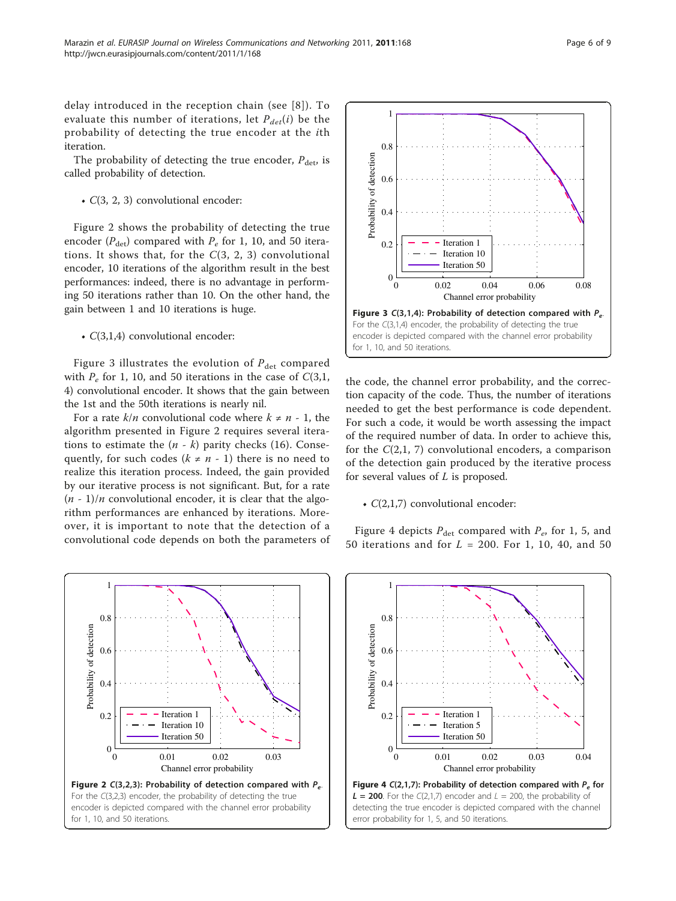delay introduced in the reception chain (see [8]). To evaluate this number of iterations, let $P_{det}(i)$ be the probability of detecting the true encoder at the $i$th iteration.

The probability of detecting the true encoder, $P_{\text{det}}$, is called probability of detection.

- $C(3, 2, 3)$ convolutional encoder:

Figure 2 shows the probability of detecting the true encoder ($P_{\text{det}}$) compared with $P_e$ for 1, 10, and 50 iterations. It shows that, for the $C(3, 2, 3)$ convolutional encoder, 10 iterations of the algorithm result in the best performances: indeed, there is no advantage in performing 50 iterations rather than 10. On the other hand, the gain between 1 and 10 iterations is huge.

- $C(3,1,4)$ convolutional encoder:

Figure 3 illustrates the evolution of $P_{\text{det}}$ compared with $P_e$ for 1, 10, and 50 iterations in the case of $C(3,1,4)$ convolutional encoder. It shows that the gain between the 1st and the 50th iterations is nearly nil.

For a rate $k/n$ convolutional code where $k \neq n - 1$, the algorithm presented in Figure 2 requires several iterations to estimate the $(n - k)$ parity checks (16). Consequently, for such codes ($k \neq n - 1$) there is no need to realize this iteration process. Indeed, the gain provided by our iterative process is not significant. But, for a rate $(n - 1)/n$ convolutional encoder, it is clear that the algorithm performances are enhanced by iterations. Moreover, it is important to note that the detection of a convolutional code depends on both the parameters of the code, the channel error probability, and the correction capacity of the code. Thus, the number of iterations needed to get the best performance is code dependent. For such a code, it would be worth assessing the impact of the required number of data. In order to achieve this, for the $C(2,1, 7)$ convolutional encoders, a comparison of the detection gain produced by the iterative process for several values of $L$ is proposed.

- $C(2,1,7)$ convolutional encoder:

Figure 4 depicts $P_{\text{det}}$ compared with $P_e$, for 1, 5, and 50 iterations and for $L$ = 200. For 1, 10, 40, and 50

**Figure 3 $C(3,1,4)$: Probability of detection compared with $P_e$.** For the $C(3,1,4)$ encoder, the probability of detecting the true encoder is depicted compared with the channel error probability for 1, 10, and 50 iterations.

**Figure 2 $C(3,2,3)$: Probability of detection compared with $P_e$.** For the $C(3,2,3)$ encoder, the probability of detecting the true encoder is depicted compared with the channel error probability for 1, 10, and 50 iterations.

**Figure 4 $C(2,1,7)$: Probability of detection compared with $P_e$ for $L$ = 200.** For the $C(2,1,7)$ encoder and $L$ = 200, the probability of detecting the true encoder is depicted compared with the channel error probability for 1, 5, and 50 iterations.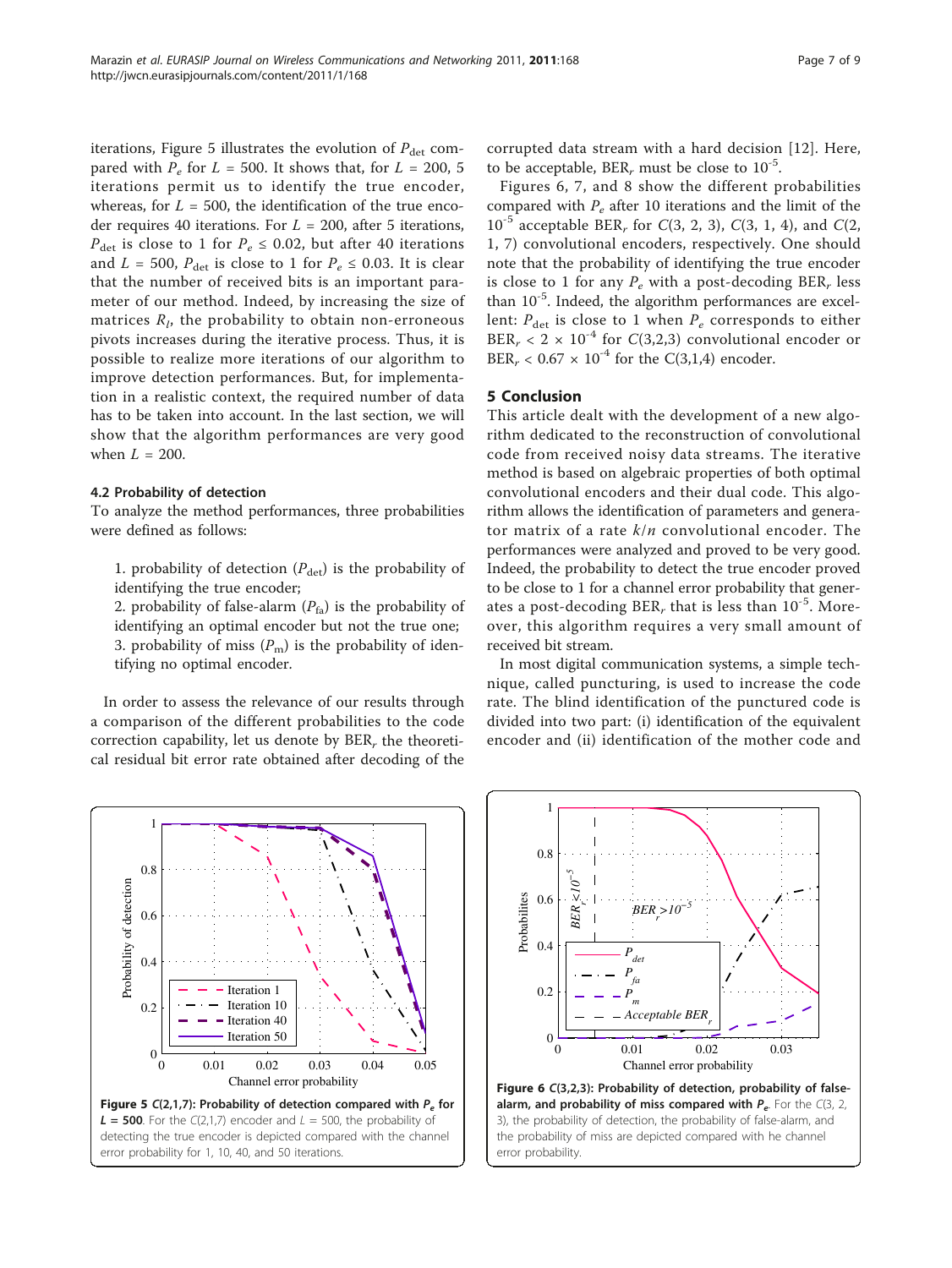iterations, Figure 5 illustrates the evolution of $P_{\det}$ compared with $P_e$ for $L = 500$. It shows that, for $L = 200$, 5 iterations permit us to identify the true encoder, whereas, for $L = 500$, the identification of the true encoder requires 40 iterations. For $L = 200$, after 5 iterations, $P_{\det}$ is close to 1 for $P_e \leq 0.02$, but after 40 iterations and $L = 500$, $P_{\det}$ is close to 1 for $P_e \leq 0.03$. It is clear that the number of received bits is an important parameter of our method. Indeed, by increasing the size of matrices $R_l$, the probability to obtain non-erroneous pivots increases during the iterative process. Thus, it is possible to realize more iterations of our algorithm to improve detection performances. But, for implementation in a realistic context, the required number of data has to be taken into account. In the last section, we will show that the algorithm performances are very good when $L = 200$.

### 4.2 Probability of detection

To analyze the method performances, three probabilities were defined as follows:

1. probability of detection ($P_{\det}$) is the probability of identifying the true encoder;
2. probability of false-alarm ($P_{\text{fa}}$) is the probability of identifying an optimal encoder but not the true one;
3. probability of miss ($P_{\text{m}}$) is the probability of identifying no optimal encoder.

In order to assess the relevance of our results through a comparison of the different probabilities to the code correction capability, let us denote by $\text{BER}_r$ the theoretical residual bit error rate obtained after decoding of the corrupted data stream with a hard decision [12]. Here, to be acceptable, $\text{BER}_r$ must be close to $10^{-5}$.

Figures 6, 7, and 8 show the different probabilities compared with $P_e$ after 10 iterations and the limit of the $10^{-5}$ acceptable $\text{BER}_r$ for $C(3, 2, 3)$, $C(3, 1, 4)$, and $C(2, 1, 7)$ convolutional encoders, respectively. One should note that the probability of identifying the true encoder is close to 1 for any $P_e$ with a post-decoding $\text{BER}_r$ less than $10^{-5}$. Indeed, the algorithm performances are excellent: $P_{\det}$ is close to 1 when $P_e$ corresponds to either $\text{BER}_r < 2 \times 10^{-4}$ for $C(3,2,3)$ convolutional encoder or $\text{BER}_r < 0.67 \times 10^{-4}$ for the C(3,1,4) encoder.

## 5 Conclusion

This article dealt with the development of a new algorithm dedicated to the reconstruction of convolutional code from received noisy data streams. The iterative method is based on algebraic properties of both optimal convolutional encoders and their dual code. This algorithm allows the identification of parameters and generator matrix of a rate $k/n$ convolutional encoder. The performances were analyzed and proved to be very good. Indeed, the probability to detect the true encoder proved to be close to 1 for a channel error probability that generates a post-decoding $\text{BER}_r$ that is less than $10^{-5}$. Moreover, this algorithm requires a very small amount of received bit stream.

In most digital communication systems, a simple technique, called puncturing, is used to increase the code rate. The blind identification of the punctured code is divided into two part: (i) identification of the equivalent encoder and (ii) identification of the mother code and

**Figure 5 C(2,1,7): Probability of detection compared with $P_e$ for $L = 500$.** For the $C(2,1,7)$ encoder and $L = 500$, the probability of detecting the true encoder is depicted compared with the channel error probability for 1, 10, 40, and 50 iterations.

**Figure 6 C(3,2,3): Probability of detection, probability of false-alarm, and probability of miss compared with $P_e$.** For the $C(3, 2, 3)$, the probability of detection, the probability of false-alarm, and the probability of miss are depicted compared with he channel error probability.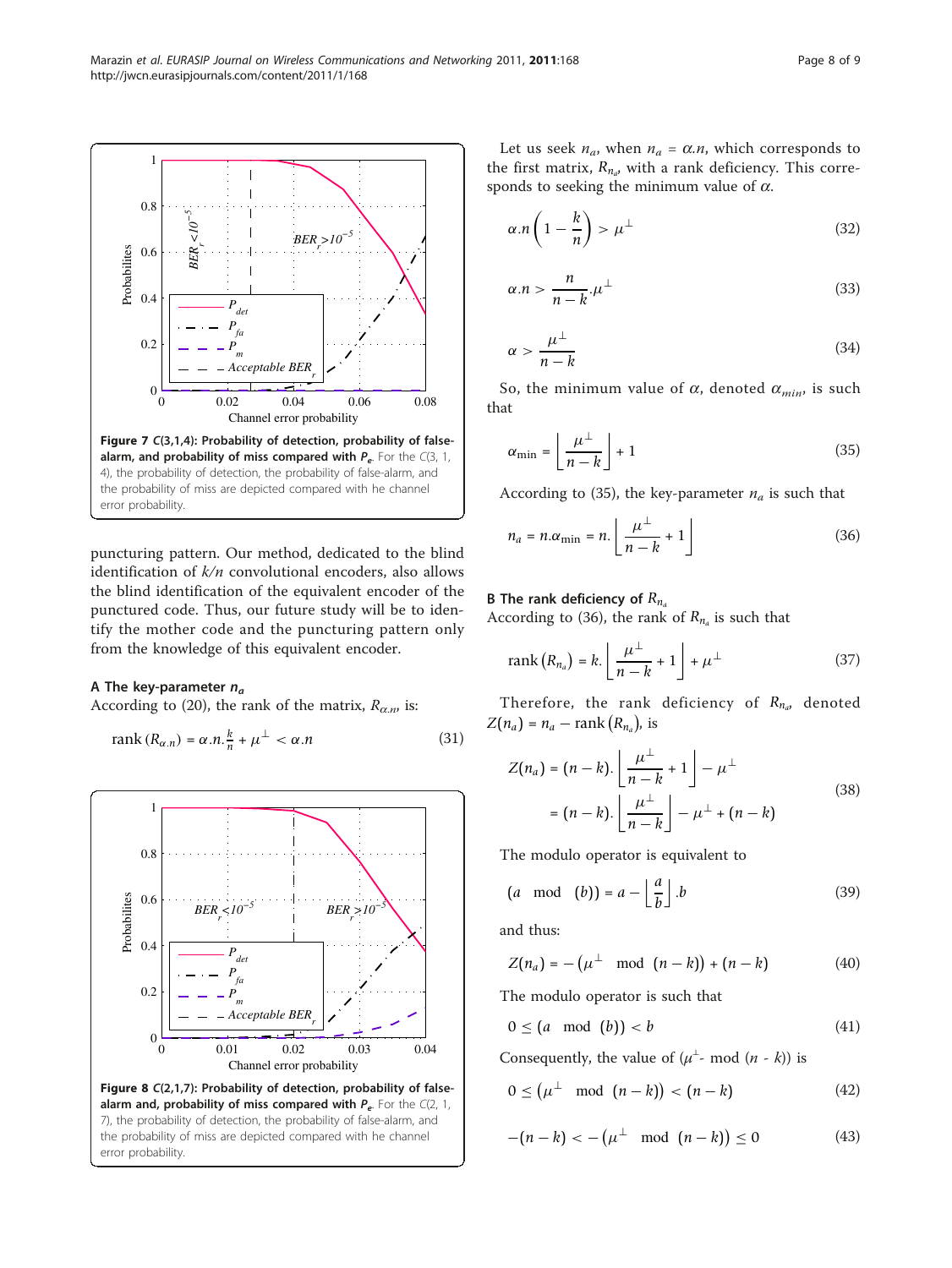Figure 7 C(3,1,4): Probability of detection, probability of false-alarm, and probability of miss compared with $P_e$. For the C(3, 1, 4), the probability of detection, the probability of false-alarm, and the probability of miss are depicted compared with he channel error probability.

Figure 8 C(2,1,7): Probability of detection, probability of false-alarm and, probability of miss compared with $P_e$. For the C(2, 1, 7), the probability of detection, the probability of false-alarm, and the probability of miss are depicted compared with he channel error probability.

puncturing pattern. Our method, dedicated to the blind identification of $k/n$ convolutional encoders, also allows the blind identification of the equivalent encoder of the punctured code. Thus, our future study will be to identify the mother code and the puncturing pattern only from the knowledge of this equivalent encoder.

### A The key-parameter $n_a$

According to (20), the rank of the matrix, $R_{\alpha.n}$, is:

$$\text{rank}\left(R_{\alpha.n}\right) = \alpha.n.\frac{k}{n} + \mu^{\perp} < \alpha.n \tag{31}$$

Let us seek $n_a$, when $n_a = \alpha.n$, which corresponds to the first matrix, $R_{n_a}$, with a rank deficiency. This corresponds to seeking the minimum value of $\alpha$.

$$\alpha.n\left(1 - \frac{k}{n}\right) > \mu^{\perp} \tag{32}$$

$$\alpha.n > \frac{n}{n-k}.\mu^{\perp} \tag{33}$$

$$\alpha > \frac{\mu^{\perp}}{n-k} \tag{34}$$

So, the minimum value of $\alpha$, denoted $\alpha_{min}$, is such that

$$\alpha_{\min} = \left\lfloor \frac{\mu^{\perp}}{n-k} \right\rfloor + 1 \tag{35}$$

According to (35), the key-parameter $n_a$ is such that

$$n_a = n.\alpha_{\min} = n.\left\lfloor \frac{\mu^{\perp}}{n-k} + 1 \right\rfloor \tag{36}$$

### B The rank deficiency of $R_{n_a}$

According to (36), the rank of $R_{n_a}$ is such that

$$\text{rank}\left(R_{n_a}\right) = k.\left\lfloor \frac{\mu^{\perp}}{n-k} + 1 \right\rfloor + \mu^{\perp} \tag{37}$$

Therefore, the rank deficiency of $R_{n_a}$, denoted $Z(n_a) = n_a - \text{rank}\left(R_{n_a}\right)$, is

$$\begin{aligned} Z(n_a) &= (n-k).\left\lfloor \frac{\mu^{\perp}}{n-k} + 1 \right\rfloor - \mu^{\perp} \\ &= (n-k).\left\lfloor \frac{\mu^{\perp}}{n-k} \right\rfloor - \mu^{\perp} + (n-k) \end{aligned} \tag{38}$$

The modulo operator is equivalent to

$$(a \mod (b)) = a - \left\lfloor \frac{a}{b} \right\rfloor .b \tag{39}$$

and thus:

$$Z(n_a) = -\left(\mu^{\perp} \mod (n-k)\right) + (n-k) \tag{40}$$

The modulo operator is such that

$$0 \leq (a \mod (b)) < b \tag{41}$$

Consequently, the value of ($\mu^{\perp}$- mod ($n$ - $k$)) is

$$0 \leq \left(\mu^{\perp} \mod (n-k)\right) < (n-k) \tag{42}$$

$$-(n-k) < -\left(\mu^{\perp} \mod (n-k)\right) \leq 0 \tag{43}$$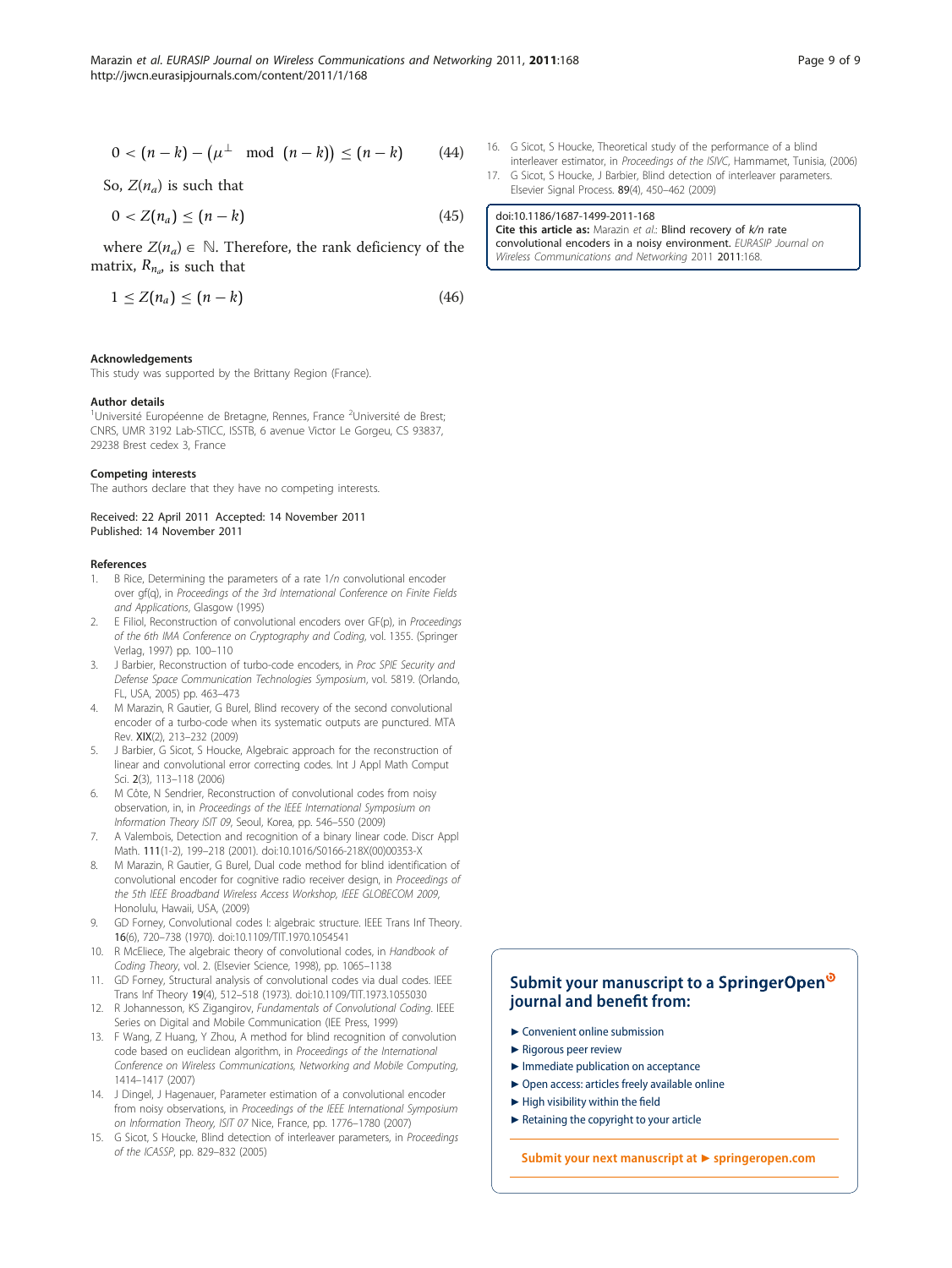$$0 < (n-k) - \left(\mu^{\perp} \mod (n-k)\right) \leq (n-k) \tag{44}$$

So, $Z(n_a)$ is such that

$$0 < Z(n_a) \leq (n-k) \tag{45}$$

where $Z(n_a) \in \mathbb{N}$. Therefore, the rank deficiency of the matrix, $R_{n_a}$, is such that

$$1 \leq Z(n_a) \leq (n-k) \tag{46}$$

### Acknowledgements

This study was supported by the Brittany Region (France).

### Author details

[1]Université Européenne de Bretagne, Rennes, France [2]Université de Brest; CNRS, UMR 3192 Lab-STICC, ISSTB, 6 avenue Victor Le Gorgeu, CS 93837, 29238 Brest cedex 3, France

### Competing interests

The authors declare that they have no competing interests.

Received: 22 April 2011 Accepted: 14 November 2011
Published: 14 November 2011

### References

1. B Rice, Determining the parameters of a rate 1/*n* convolutional encoder over gf(q), in *Proceedings of the 3rd International Conference on Finite Fields and Applications*, Glasgow (1995)
2. E Filiol, Reconstruction of convolutional encoders over GF(p), in *Proceedings of the 6th IMA Conference on Cryptography and Coding*, vol. 1355. (Springer Verlag, 1997) pp. 100–110
3. J Barbier, Reconstruction of turbo-code encoders, in *Proc SPIE Security and Defense Space Communication Technologies Symposium*, vol. 5819. (Orlando, FL, USA, 2005) pp. 463–473
4. M Marazin, R Gautier, G Burel, Blind recovery of the second convolutional encoder of a turbo-code when its systematic outputs are punctured. MTA Rev. **XIX**(2), 213–232 (2009)
5. J Barbier, G Sicot, S Houcke, Algebraic approach for the reconstruction of linear and convolutional error correcting codes. Int J Appl Math Comput Sci. **2**(3), 113–118 (2006)
6. M Côte, N Sendrier, Reconstruction of convolutional codes from noisy observation, in, in *Proceedings of the IEEE International Symposium on Information Theory ISIT 09*, Seoul, Korea, pp. 546–550 (2009)
7. A Valembois, Detection and recognition of a binary linear code. Discr Appl Math. **111**(1-2), 199–218 (2001). doi:10.1016/S0166-218X(00)00353-X
8. M Marazin, R Gautier, G Burel, Dual code method for blind identification of convolutional encoder for cognitive radio receiver design, in *Proceedings of the 5th IEEE Broadband Wireless Access Workshop, IEEE GLOBECOM 2009*, Honolulu, Hawaii, USA, (2009)
9. GD Forney, Convolutional codes I: algebraic structure. IEEE Trans Inf Theory. **16**(6), 720–738 (1970). doi:10.1109/TIT.1970.1054541
10. R McEliece, The algebraic theory of convolutional codes, in *Handbook of Coding Theory*, vol. 2. (Elsevier Science, 1998), pp. 1065–1138
11. GD Forney, Structural analysis of convolutional codes via dual codes. IEEE Trans Inf Theory **19**(4), 512–518 (1973). doi:10.1109/TIT.1973.1055030
12. R Johannesson, KS Zigangirov, *Fundamentals of Convolutional Coding*. IEEE Series on Digital and Mobile Communication (IEE Press, 1999)
13. F Wang, Z Huang, Y Zhou, A method for blind recognition of convolution code based on euclidean algorithm, in *Proceedings of the International Conference on Wireless Communications, Networking and Mobile Computing*, 1414–1417 (2007)
14. J Dingel, J Hagenauer, Parameter estimation of a convolutional encoder from noisy observations, in *Proceedings of the IEEE International Symposium on Information Theory, ISIT 07* Nice, France, pp. 1776–1780 (2007)
15. G Sicot, S Houcke, Blind detection of interleaver parameters, in *Proceedings of the ICASSP*, pp. 829–832 (2005)
16. G Sicot, S Houcke, Theoretical study of the performance of a blind interleaver estimator, in *Proceedings of the ISIVC*, Hammamet, Tunisia, (2006)
17. G Sicot, S Houcke, J Barbier, Blind detection of interleaver parameters. Elsevier Signal Process. **89**(4), 450–462 (2009)

doi:10.1186/1687-1499-2011-168
**Cite this article as:** Marazin *et al.*: Blind recovery of *k*/*n* rate convolutional encoders in a noisy environment. *EURASIP Journal on Wireless Communications and Networking* 2011 **2011**:168.